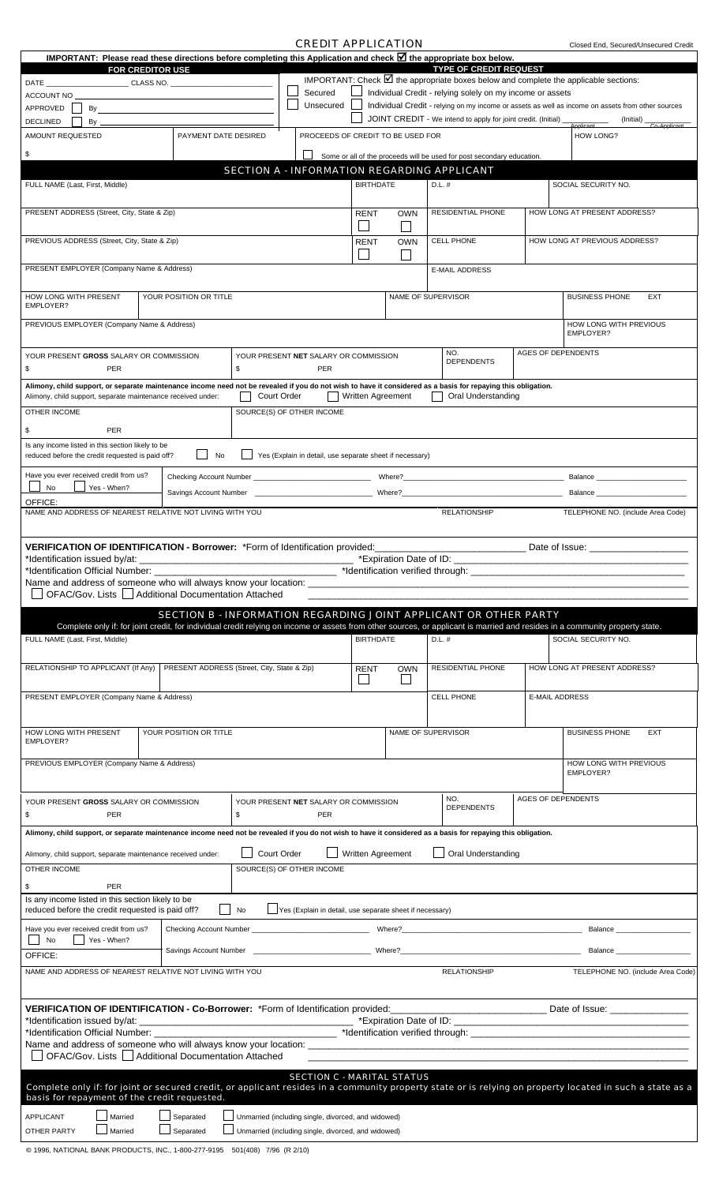# CREDIT APPLICATION

Closed End, Secured/Unsecured Credit

**IMPORTANT: Please read these directions before completing this Application and check ☑ the appropriate box below.**

**FOR CREDITOR USE**

DATE ____________ CLASS NO. ____________

ACCOUNT NO ____________

☐ APPROVED By ____________

☐ DECLINED By ____________

☐ Secured

☐ Unsecured

**TYPE OF CREDIT REQUEST**

IMPORTANT: Check ☑ the appropriate boxes below and complete the applicable sections:

☐ Individual Credit - relying solely on my income or assets

☐ Individual Credit - relying on my income or assets as well as income on assets from other sources

☐ JOINT CREDIT - We intend to apply for joint credit. (Initial) ________ Applicant (Initial) ________ Co-Applicant

| AMOUNT REQUESTED | PAYMENT DATE DESIRED | PROCEEDS OF CREDIT TO BE USED FOR | HOW LONG? |
|---|---|---|---|
| $ | | | |

☐ Some or all of the proceeds will be used for post secondary education.

## SECTION A - INFORMATION REGARDING APPLICANT

| FULL NAME (Last, First, Middle) | | BIRTHDATE | D.L. # | SOCIAL SECURITY NO. |
|---|---|---|---|---|
| PRESENT ADDRESS (Street, City, State & Zip) | | ☐ RENT ☐ OWN | RESIDENTIAL PHONE | HOW LONG AT PRESENT ADDRESS? |
| PREVIOUS ADDRESS (Street, City, State & Zip) | | ☐ RENT ☐ OWN | CELL PHONE | HOW LONG AT PREVIOUS ADDRESS? |
| PRESENT EMPLOYER (Company Name & Address) | | | E-MAIL ADDRESS | |
| HOW LONG WITH PRESENT EMPLOYER? | YOUR POSITION OR TITLE | | NAME OF SUPERVISOR | BUSINESS PHONE EXT |
| PREVIOUS EMPLOYER (Company Name & Address) | | | | HOW LONG WITH PREVIOUS EMPLOYER? |
| YOUR PRESENT **GROSS** SALARY OR COMMISSION $ PER | YOUR PRESENT **NET** SALARY OR COMMISSION $ PER | | NO. DEPENDENTS | AGES OF DEPENDENTS |

**Alimony, child support, or separate maintenance income need not be revealed if you do not wish to have it considered as a basis for repaying this obligation.**

Alimony, child support, separate maintenance received under: ☐ Court Order ☐ Written Agreement ☐ Oral Understanding

| OTHER INCOME | SOURCE(S) OF OTHER INCOME |
|---|---|
| $ PER | |

Is any income listed in this section likely to be reduced before the credit requested is paid off? ☐ No ☐ Yes (Explain in detail, use separate sheet if necessary)

Have you ever received credit from us? ☐ No ☐ Yes - When?

OFFICE:

Checking Account Number ____________ Where? ____________ Balance ____________

Savings Account Number ____________ Where? ____________ Balance ____________

| NAME AND ADDRESS OF NEAREST RELATIVE NOT LIVING WITH YOU | RELATIONSHIP | TELEPHONE NO. (include Area Code) |
|---|---|---|
| | | |

**VERIFICATION OF IDENTIFICATION - Borrower:** *Form of Identification provided: ____________ Date of Issue: ____________

*Identification issued by/at: ____________ *Expiration Date of ID: ____________

*Identification Official Number: ____________ *Identification verified through: ____________

Name and address of someone who will always know your location: ____________

☐ OFAC/Gov. Lists ☐ Additional Documentation Attached

## SECTION B - INFORMATION REGARDING JOINT APPLICANT OR OTHER PARTY

Complete only if: for joint credit, for individual credit relying on income or assets from other sources, or applicant is married and resides in a community property state.

| FULL NAME (Last, First, Middle) | | BIRTHDATE | D.L. # | SOCIAL SECURITY NO. |
|---|---|---|---|---|
| RELATIONSHIP TO APPLICANT (If Any) | PRESENT ADDRESS (Street, City, State & Zip) | ☐ RENT ☐ OWN | RESIDENTIAL PHONE | HOW LONG AT PRESENT ADDRESS? |
| PRESENT EMPLOYER (Company Name & Address) | | | CELL PHONE | E-MAIL ADDRESS |
| HOW LONG WITH PRESENT EMPLOYER? | YOUR POSITION OR TITLE | | NAME OF SUPERVISOR | BUSINESS PHONE EXT |
| PREVIOUS EMPLOYER (Company Name & Address) | | | | HOW LONG WITH PREVIOUS EMPLOYER? |
| YOUR PRESENT **GROSS** SALARY OR COMMISSION $ PER | YOUR PRESENT **NET** SALARY OR COMMISSION $ PER | | NO. DEPENDENTS | AGES OF DEPENDENTS |

**Alimony, child support, or separate maintenance income need not be revealed if you do not wish to have it considered as a basis for repaying this obligation.**

Alimony, child support, separate maintenance received under: ☐ Court Order ☐ Written Agreement ☐ Oral Understanding

| OTHER INCOME | SOURCE(S) OF OTHER INCOME |
|---|---|
| $ PER | |

Is any income listed in this section likely to be reduced before the credit requested is paid off? ☐ No ☐ Yes (Explain in detail, use separate sheet if necessary)

Have you ever received credit from us? ☐ No ☐ Yes - When?

OFFICE:

Checking Account Number ____________ Where? ____________ Balance ____________

Savings Account Number ____________ Where? ____________ Balance ____________

| NAME AND ADDRESS OF NEAREST RELATIVE NOT LIVING WITH YOU | RELATIONSHIP | TELEPHONE NO. (include Area Code) |
|---|---|---|
| | | |

**VERIFICATION OF IDENTIFICATION - Co-Borrower:** *Form of Identification provided: ____________ Date of Issue: ____________

*Identification issued by/at: ____________ *Expiration Date of ID: ____________

*Identification Official Number: ____________ *Identification verified through: ____________

Name and address of someone who will always know your location: ____________

☐ OFAC/Gov. Lists ☐ Additional Documentation Attached

## SECTION C - MARITAL STATUS

Complete only if: for joint or secured credit, or applicant resides in a community property state or is relying on property located in such a state as a basis for repayment of the credit requested.

APPLICANT ☐ Married ☐ Separated ☐ Unmarried (including single, divorced, and widowed)

OTHER PARTY ☐ Married ☐ Separated ☐ Unmarried (including single, divorced, and widowed)

© 1996, NATIONAL BANK PRODUCTS, INC., 1-800-277-9195 501(408) 7/96 (R 2/10)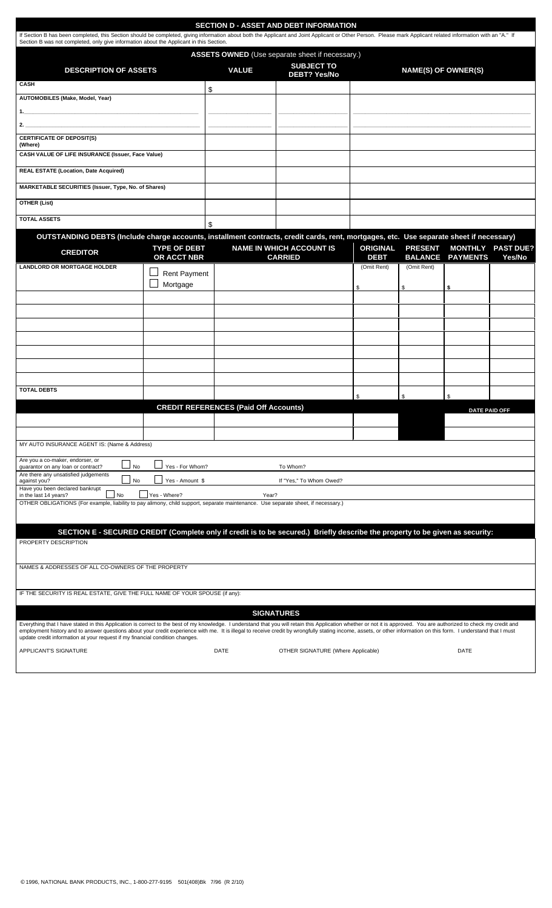## SECTION D - ASSET AND DEBT INFORMATION

If Section B has been completed, this Section should be completed, giving information about both the Applicant and Joint Applicant or Other Person. Please mark Applicant related information with an "A." If Section B was not completed, only give information about the Applicant in this Section.

### ASSETS OWNED (Use separate sheet if necessary.)

| DESCRIPTION OF ASSETS | VALUE | SUBJECT TO DEBT? Yes/No | NAME(S) OF OWNER(S) |
|---|---|---|---|
| CASH | $ | | |
| AUTOMOBILES (Make, Model, Year) | | | |
| 1.____________________ | ________ | ________ | ____________________ |
| 2.____________________ | ________ | ________ | ____________________ |
| CERTIFICATE OF DEPOSIT(S) (Where) | | | |
| CASH VALUE OF LIFE INSURANCE (Issuer, Face Value) | | | |
| REAL ESTATE (Location, Date Acquired) | | | |
| MARKETABLE SECURITIES (Issuer, Type, No. of Shares) | | | |
| OTHER (List) | | | |
| TOTAL ASSETS | $ | | |

### OUTSTANDING DEBTS (Include charge accounts, installment contracts, credit cards, rent, mortgages, etc. Use separate sheet if necessary)

| CREDITOR | TYPE OF DEBT OR ACCT NBR | NAME IN WHICH ACCOUNT IS CARRIED | ORIGINAL DEBT | PRESENT BALANCE | MONTHLY PAYMENTS | PAST DUE? Yes/No |
|---|---|---|---|---|---|---|
| LANDLORD OR MORTGAGE HOLDER | ☐ Rent Payment ☐ Mortgage | | (Omit Rent) $ | (Omit Rent) $ | $ | |
| | | | | | | |
| | | | | | | |
| | | | | | | |
| | | | | | | |
| | | | | | | |
| | | | | | | |
| | | | | | | |
| TOTAL DEBTS | | | $ | $ | $ | |

### CREDIT REFERENCES (Paid Off Accounts)

| | | | | | DATE PAID OFF |
|---|---|---|---|---|---|
| | | | | | |
| | | | | | |

MY AUTO INSURANCE AGENT IS: (Name & Address)

Are you a co-maker, endorser, or guarantor on any loan or contract? ☐ No ☐ Yes - For Whom? To Whom?

Are there any unsatisfied judgements against you? ☐ No ☐ Yes - Amount $ If "Yes," To Whom Owed?

Have you been declared bankrupt in the last 14 years? ☐ No ☐ Yes - Where? Year?

OTHER OBLIGATIONS (For example, liability to pay alimony, child support, separate maintenance. Use separate sheet, if necessary.)

## SECTION E - SECURED CREDIT (Complete only if credit is to be secured.) Briefly describe the property to be given as security:

PROPERTY DESCRIPTION

NAMES & ADDRESSES OF ALL CO-OWNERS OF THE PROPERTY

IF THE SECURITY IS REAL ESTATE, GIVE THE FULL NAME OF YOUR SPOUSE (if any):

## SIGNATURES

Everything that I have stated in this Application is correct to the best of my knowledge. I understand that you will retain this Application whether or not it is approved. You are authorized to check my credit and employment history and to answer questions about your credit experience with me. It is illegal to receive credit by wrongfully stating income, assets, or other information on this form. I understand that I must update credit information at your request if my financial condition changes.

| APPLICANT'S SIGNATURE | DATE | OTHER SIGNATURE (Where Applicable) | DATE |
|---|---|---|---|
| | | | |

© 1996, NATIONAL BANK PRODUCTS, INC., 1-800-277-9195 501(408)Bk 7/96 (R 2/10)